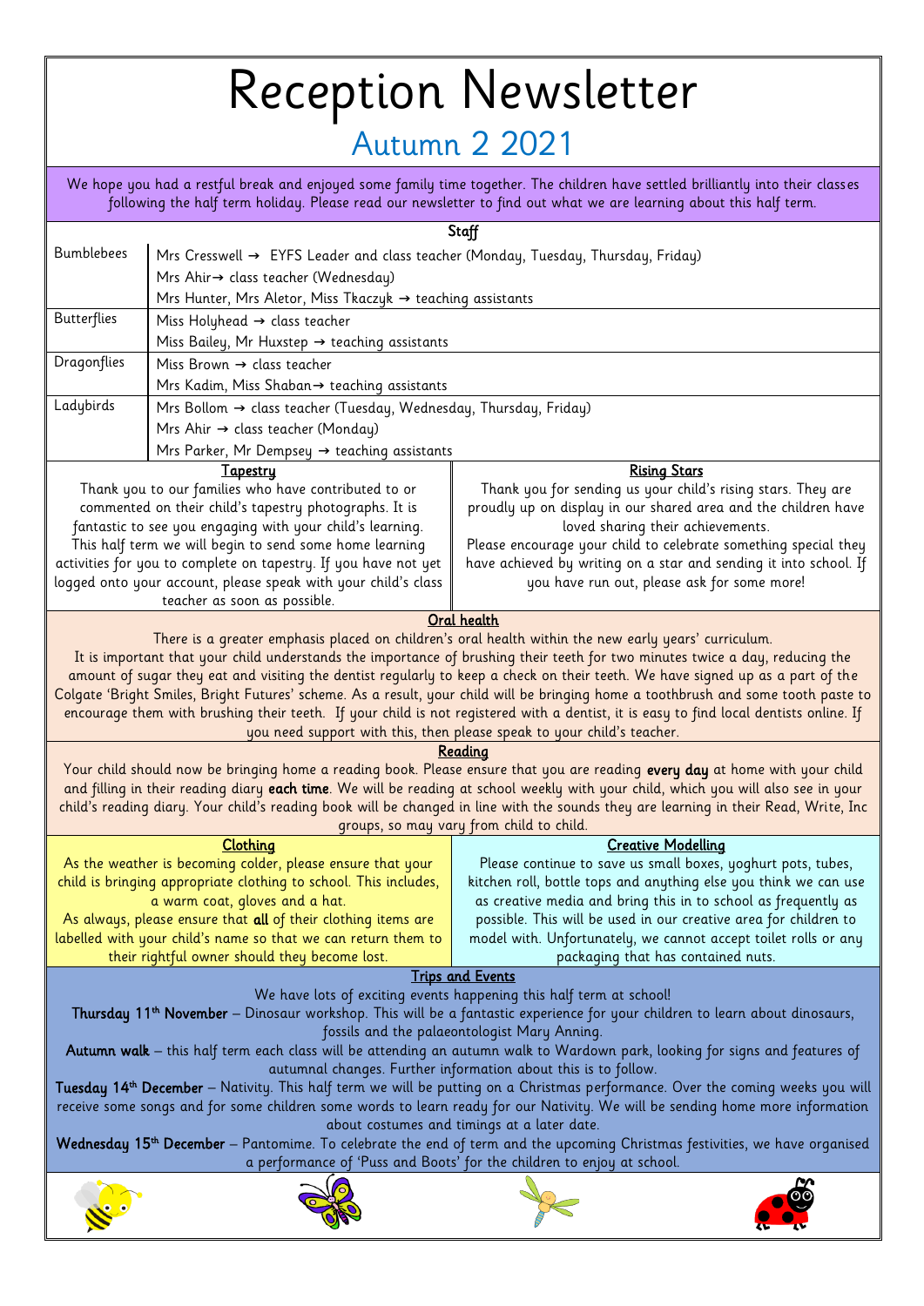# Reception Newsletter

## Autumn 2 2021

We hope you had a restful break and enjoyed some family time together. The children have settled brilliantly into their classes following the half term holiday. Please read our newsletter to find out what we are learning about this half term.

### Staff

| Class | Staff |
|---|---|
| Bumblebees | Mrs Cresswell → EYFS Leader and class teacher (Monday, Tuesday, Thursday, Friday) |
| | Mrs Ahir→ class teacher (Wednesday) |
| | Mrs Hunter, Mrs Aletor, Miss Tkaczyk → teaching assistants |
| Butterflies | Miss Holyhead → class teacher |
| | Miss Bailey, Mr Huxstep → teaching assistants |
| Dragonflies | Miss Brown → class teacher |
| | Mrs Kadim, Miss Shaban→ teaching assistants |
| Ladybirds | Mrs Bollom → class teacher (Tuesday, Wednesday, Thursday, Friday) |
| | Mrs Ahir → class teacher (Monday) |
| | Mrs Parker, Mr Dempsey → teaching assistants |

### Tapestry

Thank you to our families who have contributed to or commented on their child's tapestry photographs. It is fantastic to see you engaging with your child's learning. This half term we will begin to send some home learning activities for you to complete on tapestry. If you have not yet logged onto your account, please speak with your child's class teacher as soon as possible.

### Rising Stars

Thank you for sending us your child's rising stars. They are proudly up on display in our shared area and the children have loved sharing their achievements.

Please encourage your child to celebrate something special they have achieved by writing on a star and sending it into school. If you have run out, please ask for some more!

### Oral health

There is a greater emphasis placed on children's oral health within the new early years' curriculum.

It is important that your child understands the importance of brushing their teeth for two minutes twice a day, reducing the amount of sugar they eat and visiting the dentist regularly to keep a check on their teeth. We have signed up as a part of the Colgate 'Bright Smiles, Bright Futures' scheme. As a result, your child will be bringing home a toothbrush and some tooth paste to encourage them with brushing their teeth. If your child is not registered with a dentist, it is easy to find local dentists online. If you need support with this, then please speak to your child's teacher.

### Reading

Your child should now be bringing home a reading book. Please ensure that you are reading **every day** at home with your child and filling in their reading diary **each time**. We will be reading at school weekly with your child, which you will also see in your child's reading diary. Your child's reading book will be changed in line with the sounds they are learning in their Read, Write, Inc groups, so may vary from child to child.

### Clothing

As the weather is becoming colder, please ensure that your child is bringing appropriate clothing to school. This includes, a warm coat, gloves and a hat.

As always, please ensure that **all** of their clothing items are labelled with your child's name so that we can return them to their rightful owner should they become lost.

### Creative Modelling

Please continue to save us small boxes, yoghurt pots, tubes, kitchen roll, bottle tops and anything else you think we can use as creative media and bring this in to school as frequently as possible. This will be used in our creative area for children to model with. Unfortunately, we cannot accept toilet rolls or any packaging that has contained nuts.

### Trips and Events

We have lots of exciting events happening this half term at school!

**Thursday 11th November** – Dinosaur workshop. This will be a fantastic experience for your children to learn about dinosaurs, fossils and the palaeontologist Mary Anning.

**Autumn walk** – this half term each class will be attending an autumn walk to Wardown park, looking for signs and features of autumnal changes. Further information about this is to follow.

**Tuesday 14th December** – Nativity. This half term we will be putting on a Christmas performance. Over the coming weeks you will receive some songs and for some children some words to learn ready for our Nativity. We will be sending home more information about costumes and timings at a later date.

**Wednesday 15th December** – Pantomime. To celebrate the end of term and the upcoming Christmas festivities, we have organised a performance of 'Puss and Boots' for the children to enjoy at school.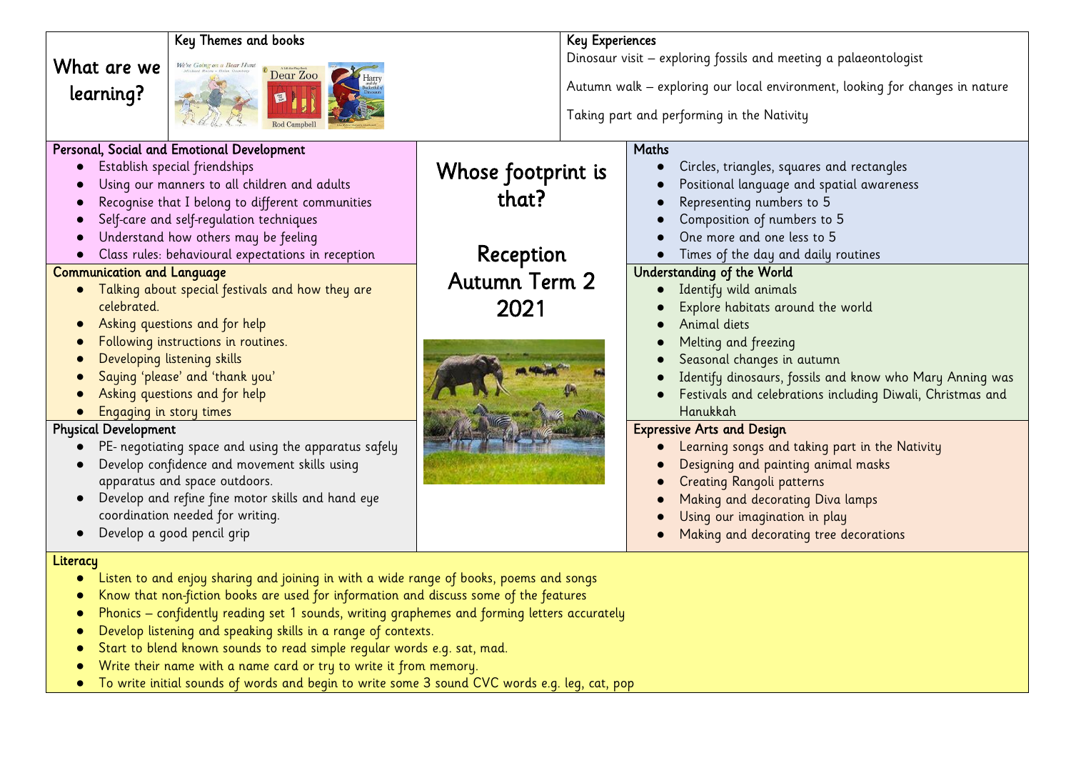# What are we learning?

## Key Themes and books

## Key Experiences

Dinosaur visit – exploring fossils and meeting a palaeontologist

Autumn walk – exploring our local environment, looking for changes in nature

Taking part and performing in the Nativity

# Whose footprint is that?

## Reception Autumn Term 2 2021

### Personal, Social and Emotional Development

- Establish special friendships
- Using our manners to all children and adults
- Recognise that I belong to different communities
- Self-care and self-regulation techniques
- Understand how others may be feeling
- Class rules: behavioural expectations in reception

### Communication and Language

- Talking about special festivals and how they are celebrated.
- Asking questions and for help
- Following instructions in routines.
- Developing listening skills
- Saying 'please' and 'thank you'
- Asking questions and for help
- Engaging in story times

### Physical Development

- PE- negotiating space and using the apparatus safely
- Develop confidence and movement skills using apparatus and space outdoors.
- Develop and refine fine motor skills and hand eye coordination needed for writing.
- Develop a good pencil grip

### Maths

- Circles, triangles, squares and rectangles
- Positional language and spatial awareness
- Representing numbers to 5
- Composition of numbers to 5
- One more and one less to 5
- Times of the day and daily routines

### Understanding of the World

- Identify wild animals
- Explore habitats around the world
- Animal diets
- Melting and freezing
- Seasonal changes in autumn
- Identify dinosaurs, fossils and know who Mary Anning was
- Festivals and celebrations including Diwali, Christmas and Hanukkah

### Expressive Arts and Design

- Learning songs and taking part in the Nativity
- Designing and painting animal masks
- Creating Rangoli patterns
- Making and decorating Diva lamps
- Using our imagination in play
- Making and decorating tree decorations

### Literacy

- Listen to and enjoy sharing and joining in with a wide range of books, poems and songs
- Know that non-fiction books are used for information and discuss some of the features
- Phonics – confidently reading set 1 sounds, writing graphemes and forming letters accurately
- Develop listening and speaking skills in a range of contexts.
- Start to blend known sounds to read simple regular words e.g. sat, mad.
- Write their name with a name card or try to write it from memory.
- To write initial sounds of words and begin to write some 3 sound CVC words e.g. leg, cat, pop